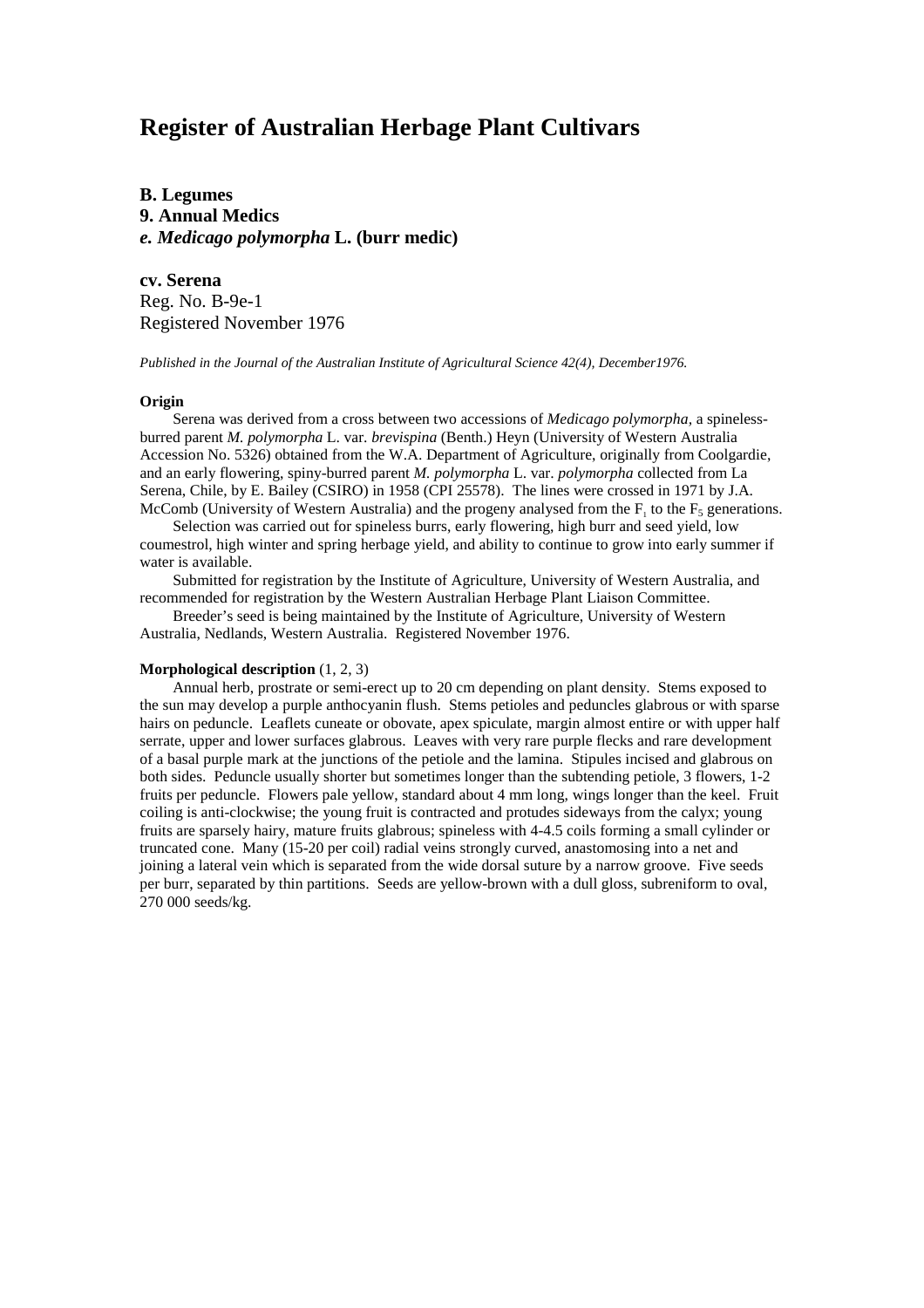# Register of Australian Herbage Plant Cultivars

**B. Legumes**
**9. Annual Medics**
***e. Medicago polymorpha* L. (burr medic)**

**cv. Serena**
Reg. No. B-9e-1
Registered November 1976

*Published in the Journal of the Australian Institute of Agricultural Science 42(4), December1976.*

**Origin**

Serena was derived from a cross between two accessions of *Medicago polymorpha*, a spineless-burred parent *M. polymorpha* L. var. *brevispina* (Benth.) Heyn (University of Western Australia Accession No. 5326) obtained from the W.A. Department of Agriculture, originally from Coolgardie, and an early flowering, spiny-burred parent *M. polymorpha* L. var. *polymorpha* collected from La Serena, Chile, by E. Bailey (CSIRO) in 1958 (CPI 25578). The lines were crossed in 1971 by J.A. McComb (University of Western Australia) and the progeny analysed from the $F_1$ to the $F_5$ generations.

Selection was carried out for spineless burrs, early flowering, high burr and seed yield, low coumestrol, high winter and spring herbage yield, and ability to continue to grow into early summer if water is available.

Submitted for registration by the Institute of Agriculture, University of Western Australia, and recommended for registration by the Western Australian Herbage Plant Liaison Committee.

Breeder's seed is being maintained by the Institute of Agriculture, University of Western Australia, Nedlands, Western Australia. Registered November 1976.

**Morphological description** (1, 2, 3)

Annual herb, prostrate or semi-erect up to 20 cm depending on plant density. Stems exposed to the sun may develop a purple anthocyanin flush. Stems petioles and peduncles glabrous or with sparse hairs on peduncle. Leaflets cuneate or obovate, apex spiculate, margin almost entire or with upper half serrate, upper and lower surfaces glabrous. Leaves with very rare purple flecks and rare development of a basal purple mark at the junctions of the petiole and the lamina. Stipules incised and glabrous on both sides. Peduncle usually shorter but sometimes longer than the subtending petiole, 3 flowers, 1-2 fruits per peduncle. Flowers pale yellow, standard about 4 mm long, wings longer than the keel. Fruit coiling is anti-clockwise; the young fruit is contracted and protudes sideways from the calyx; young fruits are sparsely hairy, mature fruits glabrous; spineless with 4-4.5 coils forming a small cylinder or truncated cone. Many (15-20 per coil) radial veins strongly curved, anastomosing into a net and joining a lateral vein which is separated from the wide dorsal suture by a narrow groove. Five seeds per burr, separated by thin partitions. Seeds are yellow-brown with a dull gloss, subreniform to oval, 270 000 seeds/kg.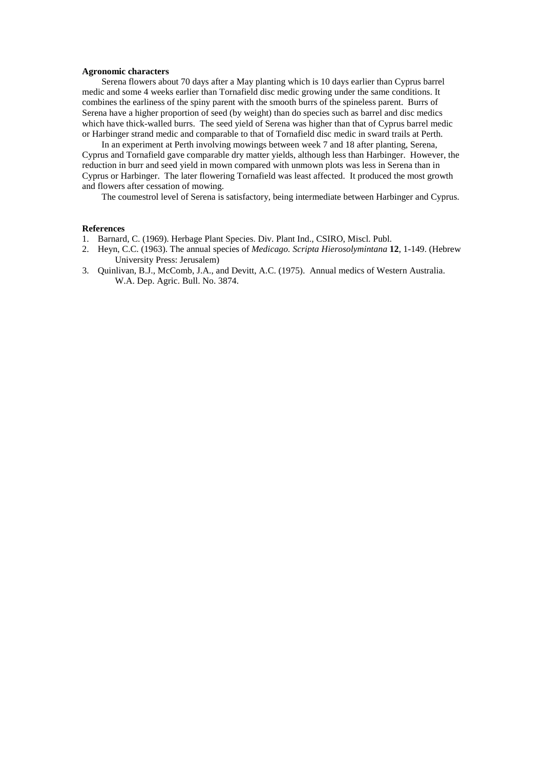**Agronomic characters**

Serena flowers about 70 days after a May planting which is 10 days earlier than Cyprus barrel medic and some 4 weeks earlier than Tornafield disc medic growing under the same conditions. It combines the earliness of the spiny parent with the smooth burrs of the spineless parent. Burrs of Serena have a higher proportion of seed (by weight) than do species such as barrel and disc medics which have thick-walled burrs. The seed yield of Serena was higher than that of Cyprus barrel medic or Harbinger strand medic and comparable to that of Tornafield disc medic in sward trails at Perth.

In an experiment at Perth involving mowings between week 7 and 18 after planting, Serena, Cyprus and Tornafield gave comparable dry matter yields, although less than Harbinger. However, the reduction in burr and seed yield in mown compared with unmown plots was less in Serena than in Cyprus or Harbinger. The later flowering Tornafield was least affected. It produced the most growth and flowers after cessation of mowing.

The coumestrol level of Serena is satisfactory, being intermediate between Harbinger and Cyprus.

**References**

1. Barnard, C. (1969). Herbage Plant Species. Div. Plant Ind., CSIRO, Miscl. Publ.
2. Heyn, C.C. (1963). The annual species of *Medicago. Scripta Hierosolymintana* **12**, 1-149. (Hebrew University Press: Jerusalem)
3. Quinlivan, B.J., McComb, J.A., and Devitt, A.C. (1975). Annual medics of Western Australia. W.A. Dep. Agric. Bull. No. 3874.